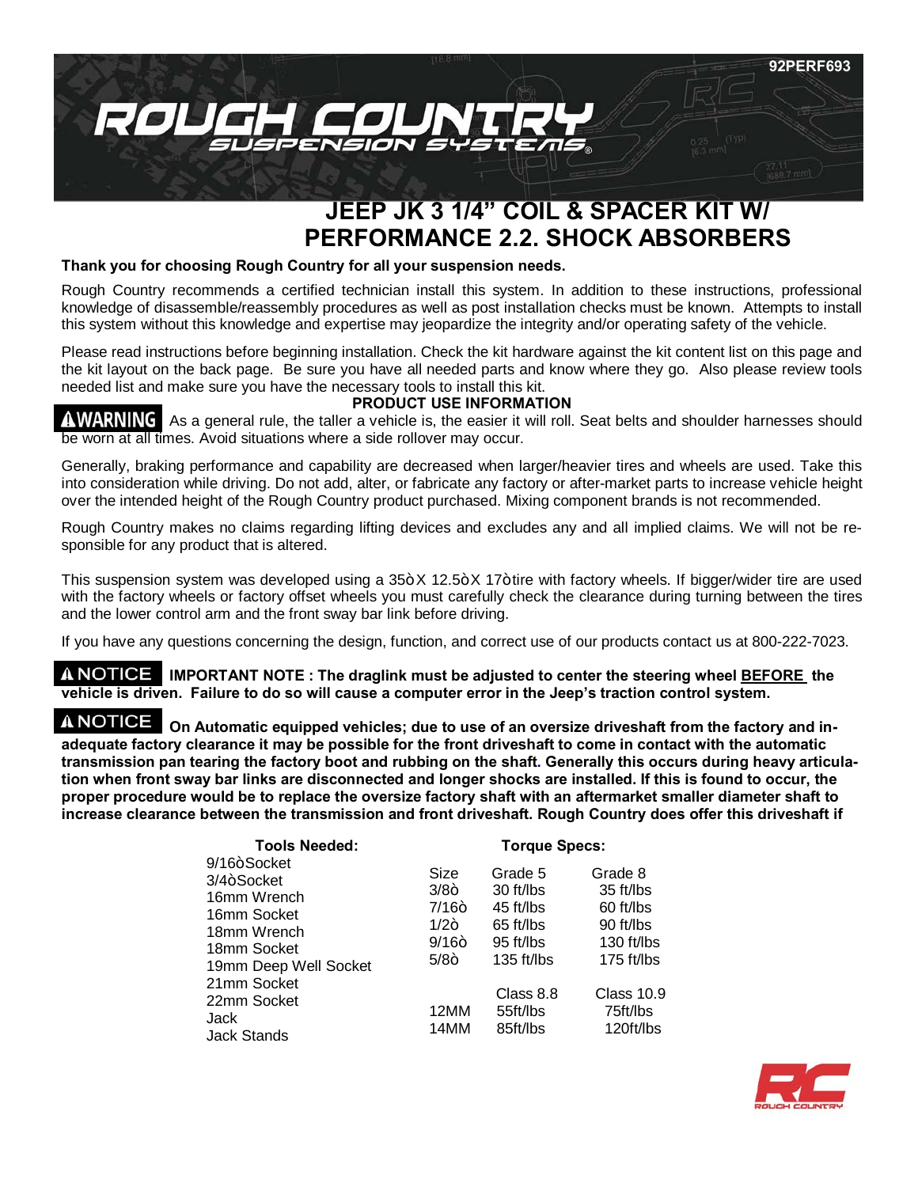92PERF693

# JEEP JK 3 1/4" COIL & SPACER KIT W/ PERFORMANCE 2.2. SHOCK ABSORBERS

**Thank you for choosing Rough Country for all your suspension needs.**

Rough Country recommends a certified technician install this system. In addition to these instructions, professional knowledge of disassemble/reassembly procedures as well as post installation checks must be known. Attempts to install this system without this knowledge and expertise may jeopardize the integrity and/or operating safety of the vehicle.

Please read instructions before beginning installation. Check the kit hardware against the kit content list on this page and the kit layout on the back page. Be sure you have all needed parts and know where they go. Also please review tools needed list and make sure you have the necessary tools to install this kit.

**PRODUCT USE INFORMATION**

**⚠WARNING** As a general rule, the taller a vehicle is, the easier it will roll. Seat belts and shoulder harnesses should be worn at all times. Avoid situations where a side rollover may occur.

Generally, braking performance and capability are decreased when larger/heavier tires and wheels are used. Take this into consideration while driving. Do not add, alter, or fabricate any factory or after-market parts to increase vehicle height over the intended height of the Rough Country product purchased. Mixing component brands is not recommended.

Rough Country makes no claims regarding lifting devices and excludes any and all implied claims. We will not be responsible for any product that is altered.

This suspension system was developed using a 35òX 12.5òX 17òtire with factory wheels. If bigger/wider tire are used with the factory wheels or factory offset wheels you must carefully check the clearance during turning between the tires and the lower control arm and the front sway bar link before driving.

If you have any questions concerning the design, function, and correct use of our products contact us at 800-222-7023.

**⚠NOTICE** **IMPORTANT NOTE : The draglink must be adjusted to center the steering wheel BEFORE the vehicle is driven. Failure to do so will cause a computer error in the Jeep's traction control system.**

**⚠NOTICE** **On Automatic equipped vehicles; due to use of an oversize driveshaft from the factory and inadequate factory clearance it may be possible for the front driveshaft to come in contact with the automatic transmission pan tearing the factory boot and rubbing on the shaft. Generally this occurs during heavy articulation when front sway bar links are disconnected and longer shocks are installed. If this is found to occur, the proper procedure would be to replace the oversize factory shaft with an aftermarket smaller diameter shaft to increase clearance between the transmission and front driveshaft. Rough Country does offer this driveshaft if**

**Tools Needed:**

- 9/16òSocket
- 3/4òSocket
- 16mm Wrench
- 16mm Socket
- 18mm Wrench
- 18mm Socket
- 19mm Deep Well Socket
- 21mm Socket
- 22mm Socket
- Jack
- Jack Stands

**Torque Specs:**

| Size | Grade 5 | Grade 8 |
|---|---|---|
| 3/8ò | 30 ft/lbs | 35 ft/lbs |
| 7/16ò | 45 ft/lbs | 60 ft/lbs |
| 1/2ò | 65 ft/lbs | 90 ft/lbs |
| 9/16ò | 95 ft/lbs | 130 ft/lbs |
| 5/8ò | 135 ft/lbs | 175 ft/lbs |

| | Class 8.8 | Class 10.9 |
|---|---|---|
| 12MM | 55ft/lbs | 75ft/lbs |
| 14MM | 85ft/lbs | 120ft/lbs |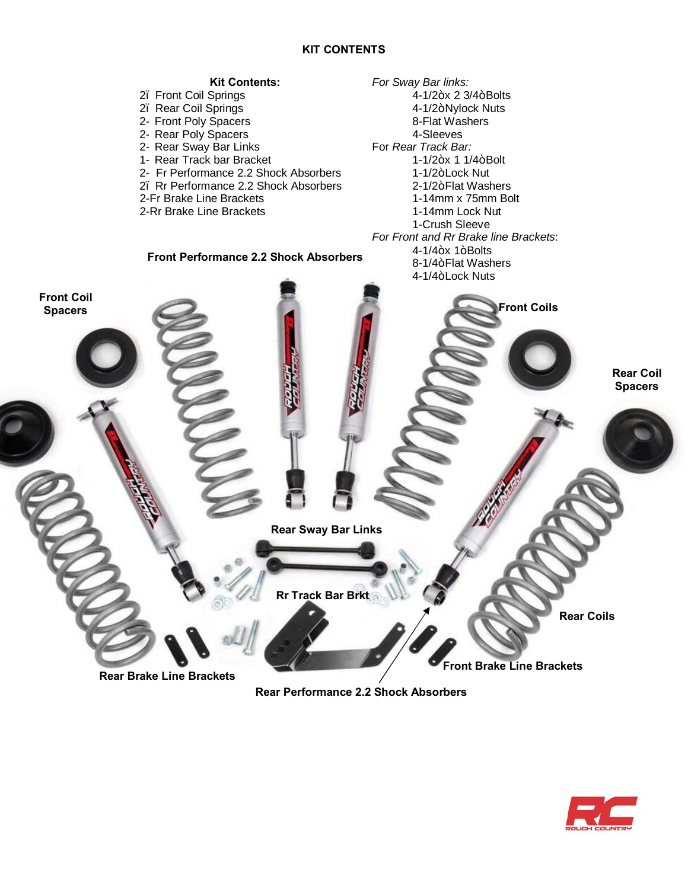# KIT CONTENTS

**Kit Contents:**

2ï Front Coil Springs
2ï Rear Coil Springs
2- Front Poly Spacers
2- Rear Poly Spacers
2- Rear Sway Bar Links
1- Rear Track bar Bracket
2- Fr Performance 2.2 Shock Absorbers
2ï Rr Performance 2.2 Shock Absorbers
2-Fr Brake Line Brackets
2-Rr Brake Line Brackets

*For Sway Bar links:*

- 4-1/2òx 2 3/4òBolts
- 4-1/2òNylock Nuts
- 8-Flat Washers
- 4-Sleeves

For *Rear Track Bar:*

- 1-1/2òx 1 1/4òBolt
- 1-1/2òLock Nut
- 2-1/2òFlat Washers
- 1-14mm x 75mm Bolt
- 1-14mm Lock Nut
- 1-Crush Sleeve

*For Front and Rr Brake line Brackets*:

- 4-1/4òx 1òBolts
- 8-1/4òFlat Washers
- 4-1/4òLock Nuts

**Front Performance 2.2 Shock Absorbers**

**Front Coil Spacers**

**Front Coils**

**Rear Coil Spacers**

**Rear Sway Bar Links**

**Rr Track Bar Brkt**

**Rear Coils**

**Front Brake Line Brackets**

**Rear Brake Line Brackets**

**Rear Performance 2.2 Shock Absorbers**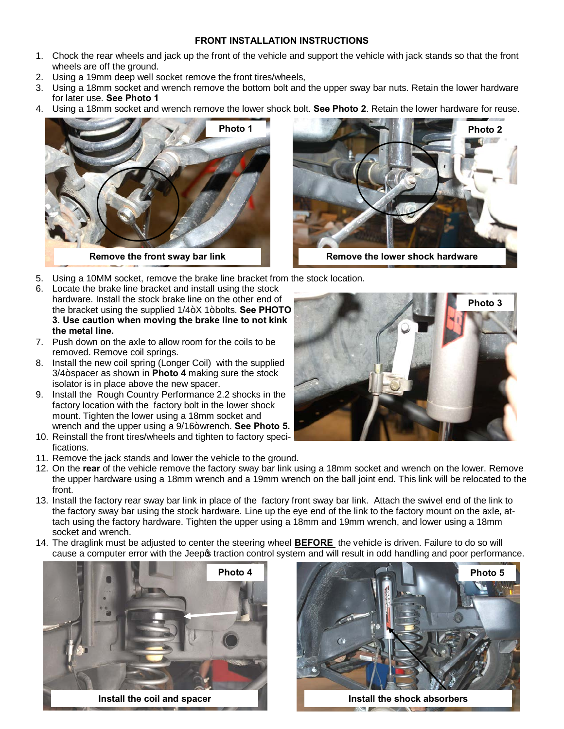## FRONT INSTALLATION INSTRUCTIONS

1. Chock the rear wheels and jack up the front of the vehicle and support the vehicle with jack stands so that the front wheels are off the ground.
2. Using a 19mm deep well socket remove the front tires/wheels,
3. Using a 18mm socket and wrench remove the bottom bolt and the upper sway bar nuts. Retain the lower hardware for later use. **See Photo 1**
4. Using a 18mm socket and wrench remove the lower shock bolt. **See Photo 2**. Retain the lower hardware for reuse.

Photo 1

Remove the front sway bar link

Photo 2

Remove the lower shock hardware

5. Using a 10MM socket, remove the brake line bracket from the stock location.
6. Locate the brake line bracket and install using the stock hardware. Install the stock brake line on the other end of the bracket using the supplied 1/4" X 1" bolts. **See PHOTO 3. Use caution when moving the brake line to not kink the metal line.**
7. Push down on the axle to allow room for the coils to be removed. Remove coil springs.
8. Install the new coil spring (Longer Coil) with the supplied 3/4" spacer as shown in **Photo 4** making sure the stock isolator is in place above the new spacer.
9. Install the Rough Country Performance 2.2 shocks in the factory location with the factory bolt in the lower shock mount. Tighten the lower using a 18mm socket and wrench and the upper using a 9/16" wrench. **See Photo 5.**
10. Reinstall the front tires/wheels and tighten to factory specifications.
11. Remove the jack stands and lower the vehicle to the ground.
12. On the **rear** of the vehicle remove the factory sway bar link using a 18mm socket and wrench on the lower. Remove the upper hardware using a 18mm wrench and a 19mm wrench on the ball joint end. This link will be relocated to the front.
13. Install the factory rear sway bar link in place of the factory front sway bar link. Attach the swivel end of the link to the factory sway bar using the stock hardware. Line up the eye end of the link to the factory mount on the axle, attach using the factory hardware. Tighten the upper using a 18mm and 19mm wrench, and lower using a 18mm socket and wrench.
14. The draglink must be adjusted to center the steering wheel **BEFORE** the vehicle is driven. Failure to do so will cause a computer error with the Jeep's traction control system and will result in odd handling and poor performance.

Photo 3

Photo 4

Install the coil and spacer

Photo 5

Install the shock absorbers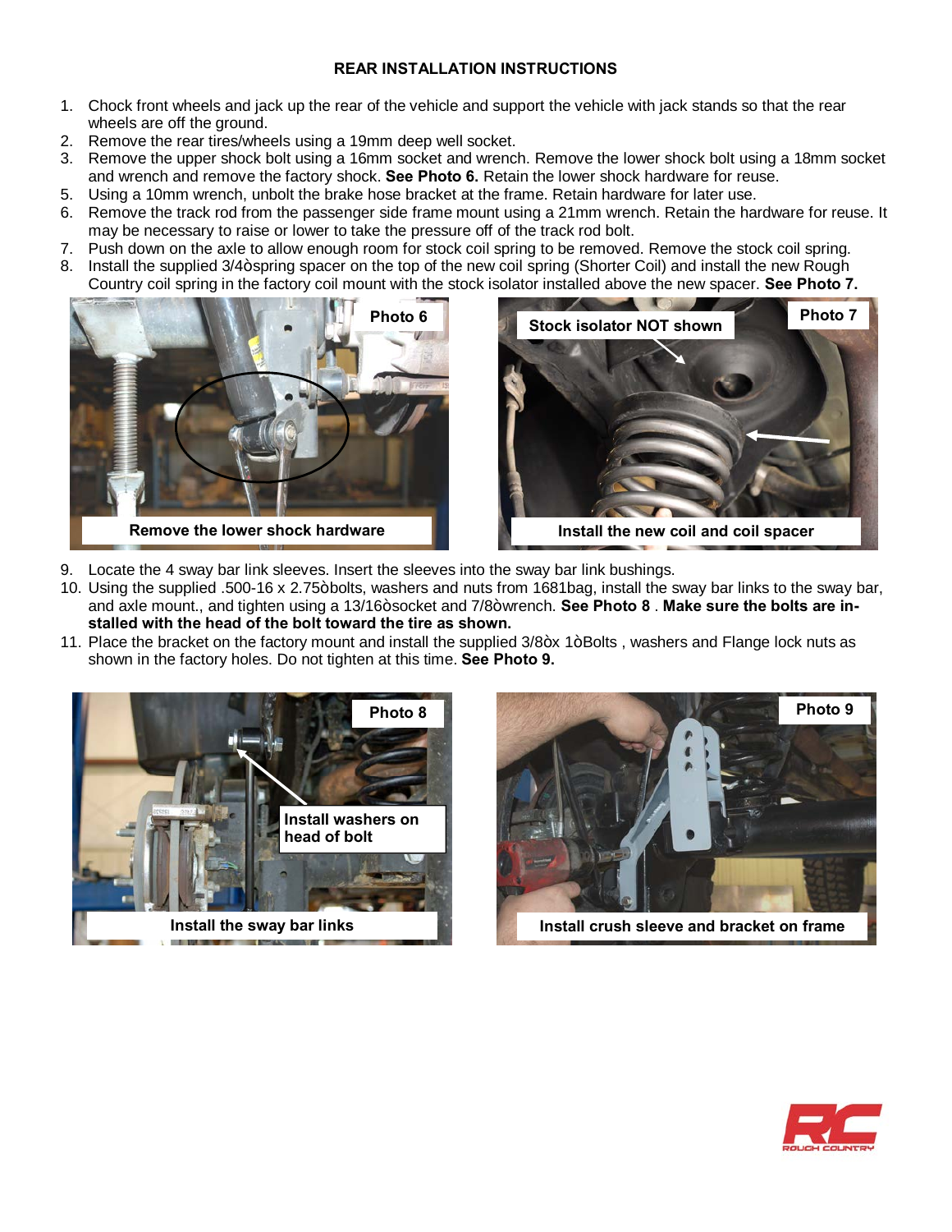**REAR INSTALLATION INSTRUCTIONS**

1. Chock front wheels and jack up the rear of the vehicle and support the vehicle with jack stands so that the rear wheels are off the ground.
2. Remove the rear tires/wheels using a 19mm deep well socket.
3. Remove the upper shock bolt using a 16mm socket and wrench. Remove the lower shock bolt using a 18mm socket and wrench and remove the factory shock. **See Photo 6.** Retain the lower shock hardware for reuse.
5. Using a 10mm wrench, unbolt the brake hose bracket at the frame. Retain hardware for later use.
6. Remove the track rod from the passenger side frame mount using a 21mm wrench. Retain the hardware for reuse. It may be necessary to raise or lower to take the pressure off of the track rod bolt.
7. Push down on the axle to allow enough room for stock coil spring to be removed. Remove the stock coil spring.
8. Install the supplied 3/4òspring spacer on the top of the new coil spring (Shorter Coil) and install the new Rough Country coil spring in the factory coil mount with the stock isolator installed above the new spacer. **See Photo 7.**

**Photo 6**

**Remove the lower shock hardware**

**Photo 7**

**Stock isolator NOT shown**

**Install the new coil and coil spacer**

9. Locate the 4 sway bar link sleeves. Insert the sleeves into the sway bar link bushings.
10. Using the supplied .500-16 x 2.75òbolts, washers and nuts from 1681bag, install the sway bar links to the sway bar, and axle mount., and tighten using a 13/16òsocket and 7/8òwrench. **See Photo 8** . **Make sure the bolts are installed with the head of the bolt toward the tire as shown.**
11. Place the bracket on the factory mount and install the supplied 3/8òx 1òBolts , washers and Flange lock nuts as shown in the factory holes. Do not tighten at this time. **See Photo 9.**

**Photo 8**

**Install washers on head of bolt**

**Install the sway bar links**

**Photo 9**

**Install crush sleeve and bracket on frame**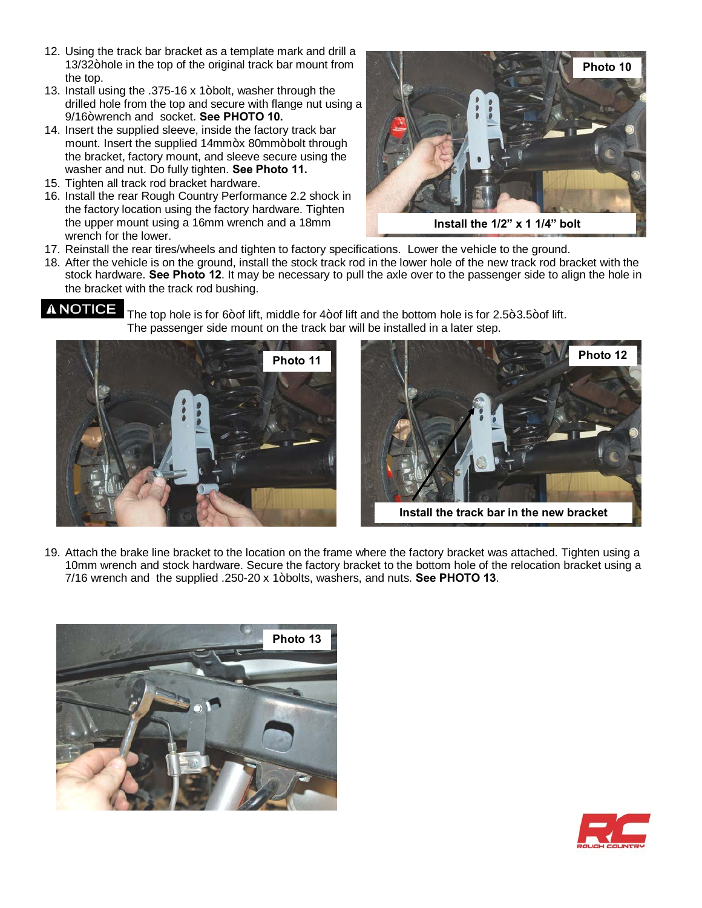12. Using the track bar bracket as a template mark and drill a 13/32ö hole in the top of the original track bar mount from the top.
13. Install using the .375-16 x 1ö bolt, washer through the drilled hole from the top and secure with flange nut using a 9/16ö wrench and socket. **See PHOTO 10.**
14. Insert the supplied sleeve, inside the factory track bar mount. Insert the supplied 14mmö x 80mmö bolt through the bracket, factory mount, and sleeve secure using the washer and nut. Do fully tighten. **See Photo 11.**
15. Tighten all track rod bracket hardware.
16. Install the rear Rough Country Performance 2.2 shock in the factory location using the factory hardware. Tighten the upper mount using a 16mm wrench and a 18mm wrench for the lower.

**Photo 10**

**Install the 1/2" x 1 1/4" bolt**

17. Reinstall the rear tires/wheels and tighten to factory specifications. Lower the vehicle to the ground.
18. After the vehicle is on the ground, install the stock track rod in the lower hole of the new track rod bracket with the stock hardware. **See Photo 12**. It may be necessary to pull the axle over to the passenger side to align the hole in the bracket with the track rod bushing.

**⚠ NOTICE** The top hole is for 6ö of lift, middle for 4ö of lift and the bottom hole is for 2.5ö-3.5ö of lift. The passenger side mount on the track bar will be installed in a later step.

**Photo 11**

**Photo 12**

**Install the track bar in the new bracket**

19. Attach the brake line bracket to the location on the frame where the factory bracket was attached. Tighten using a 10mm wrench and stock hardware. Secure the factory bracket to the bottom hole of the relocation bracket using a 7/16 wrench and the supplied .250-20 x 1ö bolts, washers, and nuts. **See PHOTO 13**.

**Photo 13**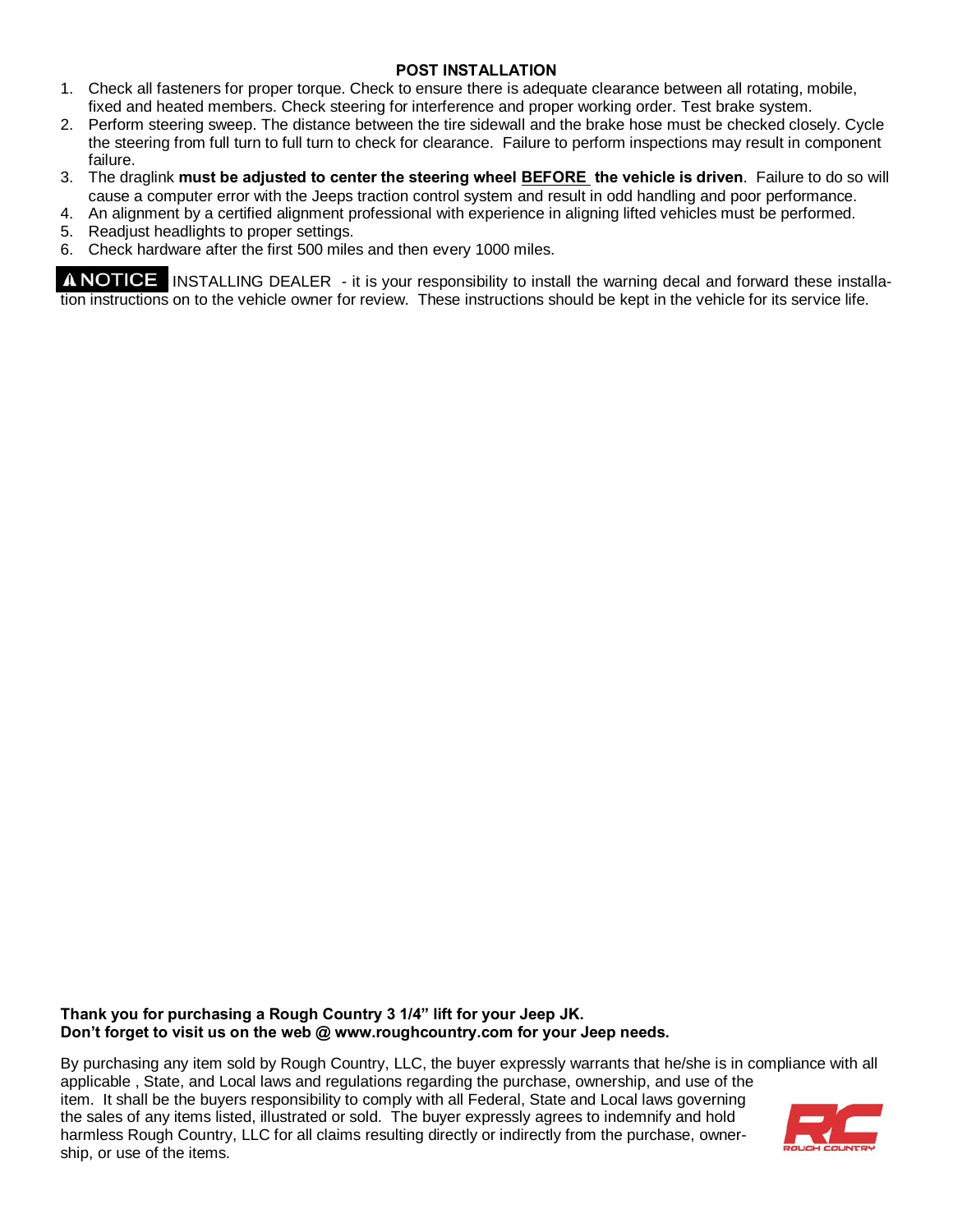## POST INSTALLATION

1. Check all fasteners for proper torque. Check to ensure there is adequate clearance between all rotating, mobile, fixed and heated members. Check steering for interference and proper working order. Test brake system.
2. Perform steering sweep. The distance between the tire sidewall and the brake hose must be checked closely. Cycle the steering from full turn to full turn to check for clearance. Failure to perform inspections may result in component failure.
3. The draglink **must be adjusted to center the steering wheel BEFORE the vehicle is driven**. Failure to do so will cause a computer error with the Jeeps traction control system and result in odd handling and poor performance.
4. An alignment by a certified alignment professional with experience in aligning lifted vehicles must be performed.
5. Readjust headlights to proper settings.
6. Check hardware after the first 500 miles and then every 1000 miles.

**⚠ NOTICE** INSTALLING DEALER - it is your responsibility to install the warning decal and forward these installation instructions on to the vehicle owner for review. These instructions should be kept in the vehicle for its service life.

**Thank you for purchasing a Rough Country 3 1/4" lift for your Jeep JK.**
**Don't forget to visit us on the web @ www.roughcountry.com for your Jeep needs.**

By purchasing any item sold by Rough Country, LLC, the buyer expressly warrants that he/she is in compliance with all applicable , State, and Local laws and regulations regarding the purchase, ownership, and use of the item. It shall be the buyers responsibility to comply with all Federal, State and Local laws governing the sales of any items listed, illustrated or sold. The buyer expressly agrees to indemnify and hold harmless Rough Country, LLC for all claims resulting directly or indirectly from the purchase, ownership, or use of the items.